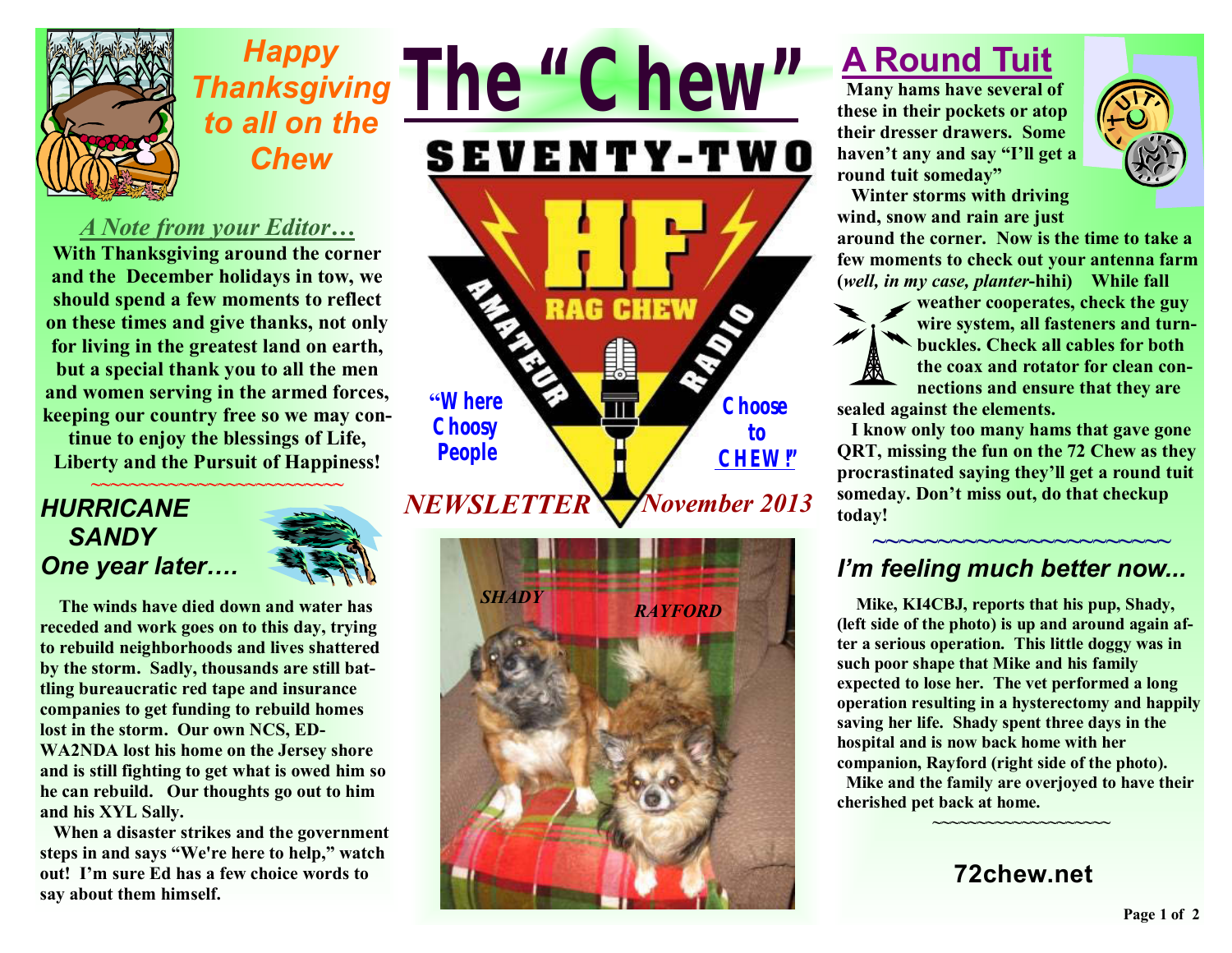# The "Chew"

**SEVENTY-TWO**

**HF RAG CHEW AMATEUR RADIO**

**"Where Choosy People Choose to CHEW!"**

*NEWSLETTER* *November 2013*

## Happy Thanksgiving to all on the Chew

### *A Note from your Editor…*

**With Thanksgiving around the corner and the December holidays in tow, we should spend a few moments to reflect on these times and give thanks, not only for living in the greatest land on earth, but a special thank you to all the men and women serving in the armed forces, keeping our country free so we may continue to enjoy the blessings of Life, Liberty and the Pursuit of Happiness!**

~~~~~~~~~~~~~~~~~~~~~~~~~~

### *HURRICANE SANDY One year later….*

**The winds have died down and water has receded and work goes on to this day, trying to rebuild neighborhoods and lives shattered by the storm. Sadly, thousands are still battling bureaucratic red tape and insurance companies to get funding to rebuild homes lost in the storm. Our own NCS, ED-WA2NDA lost his home on the Jersey shore and is still fighting to get what is owed him so he can rebuild. Our thoughts go out to him and his XYL Sally.**

**When a disaster strikes and the government steps in and says "We're here to help," watch out! I'm sure Ed has a few choice words to say about them himself.**

*SHADY* *RAYFORD*

## A Round Tuit

**Many hams have several of these in their pockets or atop their dresser drawers. Some haven't any and say "I'll get a round tuit someday"**

**Winter storms with driving wind, snow and rain are just around the corner. Now is the time to take a few moments to check out your antenna farm (*well, in my case, planter*-hihi) While fall weather cooperates, check the guy wire system, all fasteners and turnbuckles. Check all cables for both the coax and rotator for clean connections and ensure that they are sealed against the elements.**

**I know only too many hams that gave gone QRT, missing the fun on the 72 Chew as they procrastinated saying they'll get a round tuit someday. Don't miss out, do that checkup today!**

~~~~~~~~~~~~~~~~~~~~~~~~~~

### *I'm feeling much better now...*

**Mike, KI4CBJ, reports that his pup, Shady, (left side of the photo) is up and around again after a serious operation. This little doggy was in such poor shape that Mike and his family expected to lose her. The vet performed a long operation resulting in a hysterectomy and happily saving her life. Shady spent three days in the hospital and is now back home with her companion, Rayford (right side of the photo).**

**Mike and the family are overjoyed to have their cherished pet back at home.**

~~~~~~~~~~~~~~~~~~~~

**72chew.net**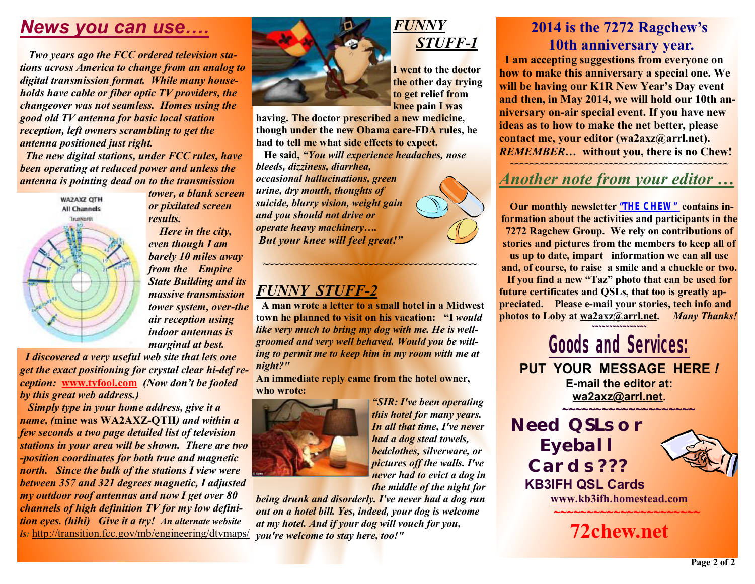# *News you can use….*

***Two years ago the FCC ordered television stations across America to change from an analog to digital transmission format. While many households have cable or fiber optic TV providers, the changeover was not seamless. Homes using the good old TV antenna for basic local station reception, left owners scrambling to get the antenna positioned just right.***

***The new digital stations, under FCC rules, have been operating at reduced power and unless the antenna is pointing dead on to the transmission tower, a blank screen or pixilated screen results.***

WA2AXZ QTH
All Channels
TrueNorth

***Here in the city, even though I am barely 10 miles away from the Empire State Building and its massive transmission tower system, over-the air reception using indoor antennas is marginal at best.***

***I discovered a very useful web site that lets one get the exact positioning for crystal clear hi-def reception:* www.tvfool.com *(Now don't be fooled by this great web address.)***

***Simply type in your home address, give it a name, (*mine was WA2AXZ-QTH*) and within a few seconds a two page detailed list of television stations in your area will be shown. There are two-position coordinates for both true and magnetic north. Since the bulk of the stations I view were between 357 and 321 degrees magnetic, I adjusted my outdoor roof antennas and now I get over 80 channels of high definition TV for my low definition eyes. (hihi) Give it a try! An alternate website is:*** http://transition.fcc.gov/mb/engineering/dtvmaps/

## *FUNNY STUFF-1*

**I went to the doctor the other day trying to get relief from knee pain I was having. The doctor prescribed a new medicine, though under the new Obama care-FDA rules, he had to tell me what side effects to expect.**

**He said, *"You will experience headaches, nose bleeds, dizziness, diarrhea, occasional hallucinations, green urine, dry mouth, thoughts of suicide, blurry vision, weight gain and you should not drive or operate heavy machinery…. But your knee will feel great!"***

~~~~~~~~~~~~~~~~~~~~~~~~~~~~~~~~~~~~~~~~~~~~

## *FUNNY STUFF-2*

**A man wrote a letter to a small hotel in a Midwest town he planned to visit on his vacation: "I *would like very much to bring my dog with me. He is well-groomed and very well behaved. Would you be willing to permit me to keep him in my room with me at night?"***

**An immediate reply came from the hotel owner, who wrote:**

***"SIR: I've been operating this hotel for many years. In all that time, I've never had a dog steal towels, bedclothes, silverware, or pictures off the walls. I've never had to evict a dog in the middle of the night for being drunk and disorderly. I've never had a dog run out on a hotel bill. Yes, indeed, your dog is welcome at my hotel. And if your dog will vouch for you, you're welcome to stay here, too!"***

## 2014 is the 7272 Ragchew's 10th anniversary year.

**I am accepting suggestions from everyone on how to make this anniversary a special one. We will be having our K1R New Year's Day event and then, in May 2014, we will hold our 10th anniversary on-air special event. If you have new ideas as to how to make the net better, please contact me, your editor (wa2axz@arrl.net). *REMEMBER…* without you, there is no Chew!**

~~~~~~~~~~~~~~~~~~~~~~~~~~~~~~~~~~~~~~~~~~~~

## *Another note from your editor …*

**Our monthly newsletter "THE CHEW" contains information about the activities and participants in the 7272 Ragchew Group. We rely on contributions of stories and pictures from the members to keep all of us up to date, impart information we can all use and, of course, to raise a smile and a chuckle or two.**

**If you find a new "Taz" photo that can be used for future certificates and QSLs, that too is greatly appreciated. Please e-mail your stories, tech info and photos to Loby at wa2axz@arrl.net. *Many Thanks!***

~~~~~~~~~~~~~~~~

## Goods and Services:

**PUT YOUR MESSAGE HERE!**
**E-mail the editor at:**
**wa2axz@arrl.net.**

~~~~~~~~~~~~~~~~~~~~~

**Need QSLs or Eyeball Cards???**
**KB3IFH QSL Cards**
**www.kb3ifh.homestead.com**

~~~~~~~~~~~~~~~~~~~~~~~~~

# 72chew.net